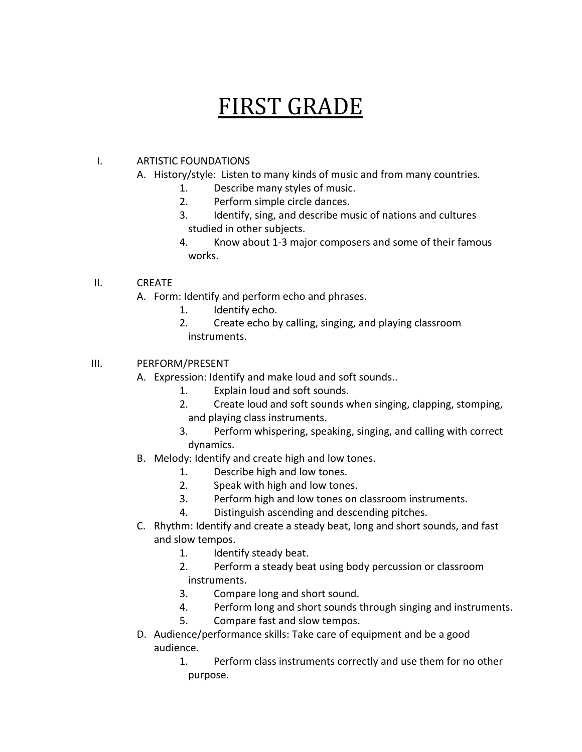# FIRST GRADE

I. ARTISTIC FOUNDATIONS

A. History/style: Listen to many kinds of music and from many countries.

1. Describe many styles of music.
2. Perform simple circle dances.
3. Identify, sing, and describe music of nations and cultures studied in other subjects.
4. Know about 1-3 major composers and some of their famous works.

II. CREATE

A. Form: Identify and perform echo and phrases.

1. Identify echo.
2. Create echo by calling, singing, and playing classroom instruments.

III. PERFORM/PRESENT

A. Expression: Identify and make loud and soft sounds..

1. Explain loud and soft sounds.
2. Create loud and soft sounds when singing, clapping, stomping, and playing class instruments.
3. Perform whispering, speaking, singing, and calling with correct dynamics.

B. Melody: Identify and create high and low tones.

1. Describe high and low tones.
2. Speak with high and low tones.
3. Perform high and low tones on classroom instruments.
4. Distinguish ascending and descending pitches.

C. Rhythm: Identify and create a steady beat, long and short sounds, and fast and slow tempos.

1. Identify steady beat.
2. Perform a steady beat using body percussion or classroom instruments.
3. Compare long and short sound.
4. Perform long and short sounds through singing and instruments.
5. Compare fast and slow tempos.

D. Audience/performance skills: Take care of equipment and be a good audience.

1. Perform class instruments correctly and use them for no other purpose.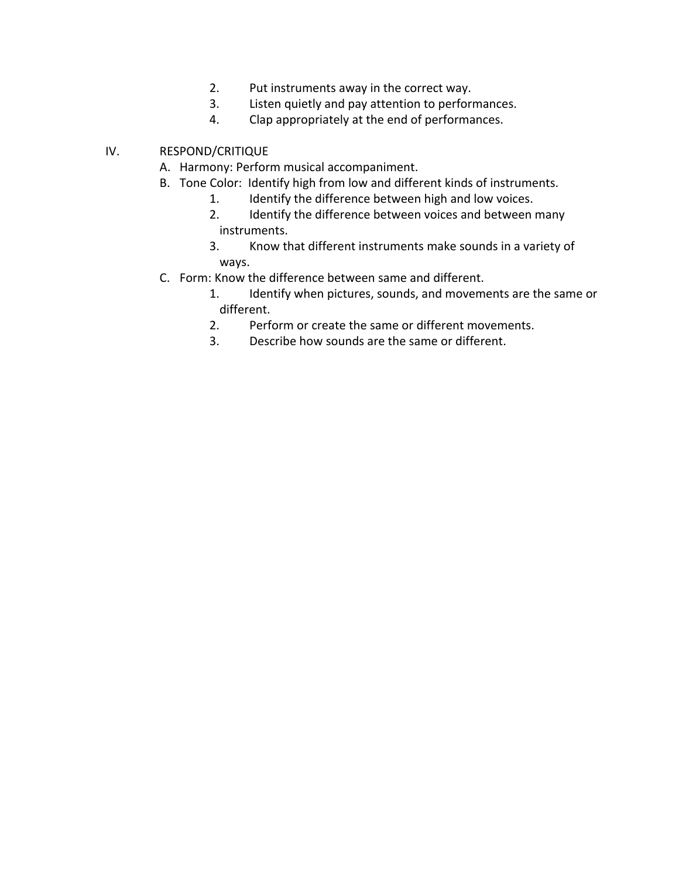2. Put instruments away in the correct way.
3. Listen quietly and pay attention to performances.
4. Clap appropriately at the end of performances.

IV. RESPOND/CRITIQUE

A. Harmony: Perform musical accompaniment.

B. Tone Color: Identify high from low and different kinds of instruments.

1. Identify the difference between high and low voices.
2. Identify the difference between voices and between many instruments.
3. Know that different instruments make sounds in a variety of ways.

C. Form: Know the difference between same and different.

1. Identify when pictures, sounds, and movements are the same or different.
2. Perform or create the same or different movements.
3. Describe how sounds are the same or different.